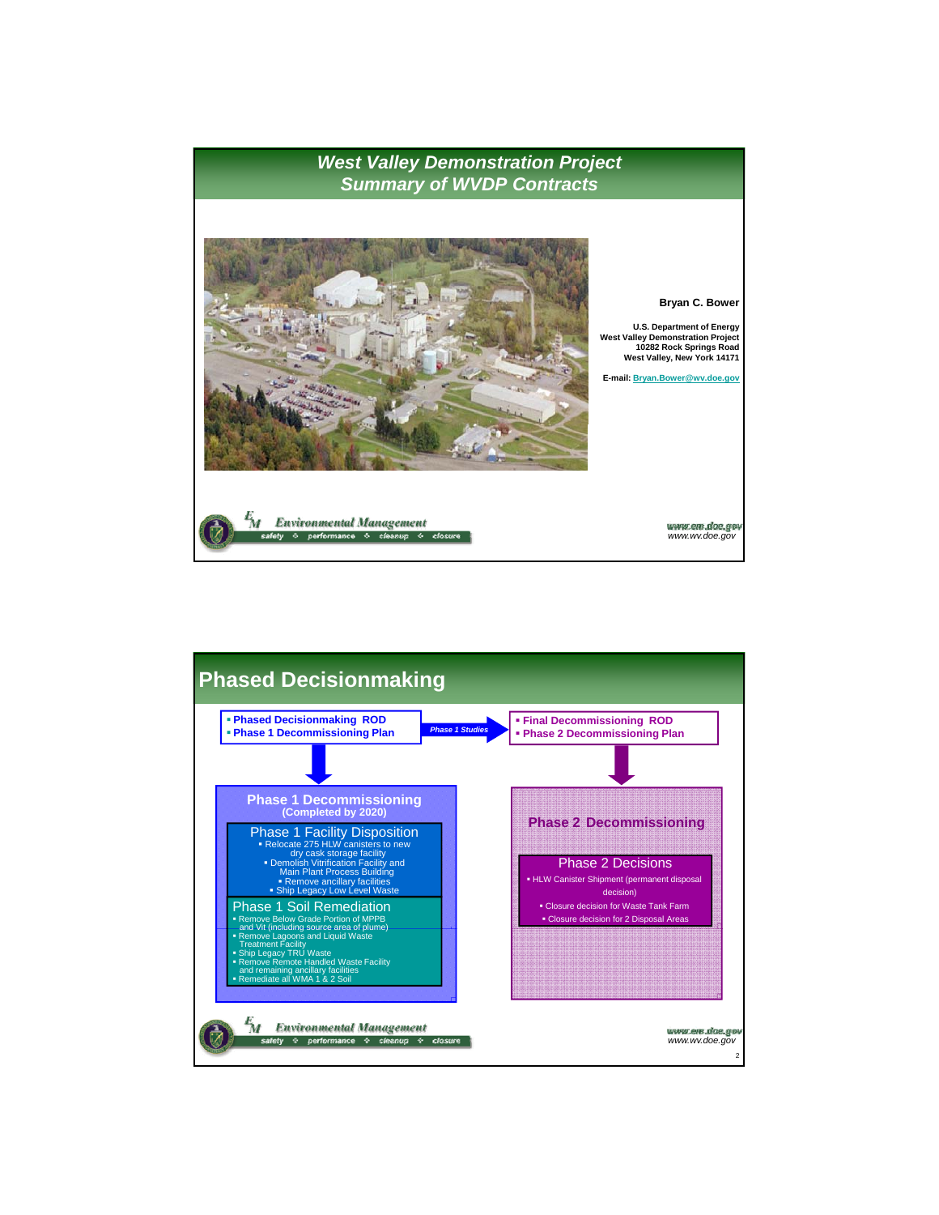## West Valley Demonstration Project
## Summary of WVDP Contracts

**Bryan C. Bower**

**U.S. Department of Energy**
**West Valley Demonstration Project**
**10282 Rock Springs Road**
**West Valley, New York 14171**

**E-mail: Bryan.Bower@wv.doe.gov**

*Environmental Management*
safety ✧ performance ✧ cleanup ✧ closure

www.em.doe.gov
www.wv.doe.gov

---

## Phased Decisionmaking

- **Phased Decisionmaking ROD**
- **Phase 1 Decommissioning Plan**

*Phase 1 Studies*

- **Final Decommissioning ROD**
- **Phase 2 Decommissioning Plan**

### Phase 1 Decommissioning
**(Completed by 2020)**

#### Phase 1 Facility Disposition
- Relocate 275 HLW canisters to new dry cask storage facility
- Demolish Vitrification Facility and Main Plant Process Building
- Remove ancillary facilities
- Ship Legacy Low Level Waste

#### Phase 1 Soil Remediation
- Remove Below Grade Portion of MPPB and Vit (including source area of plume)
- Remove Lagoons and Liquid Waste Treatment Facility
- Ship Legacy TRU Waste
- Remove Remote Handled Waste Facility and remaining ancillary facilities
- Remediate all WMA 1 & 2 Soil

### Phase 2 Decommissioning

#### Phase 2 Decisions
- HLW Canister Shipment (permanent disposal decision)
- Closure decision for Waste Tank Farm
- Closure decision for 2 Disposal Areas

*Environmental Management*
safety ✧ performance ✧ cleanup ✧ closure

www.em.doe.gov
www.wv.doe.gov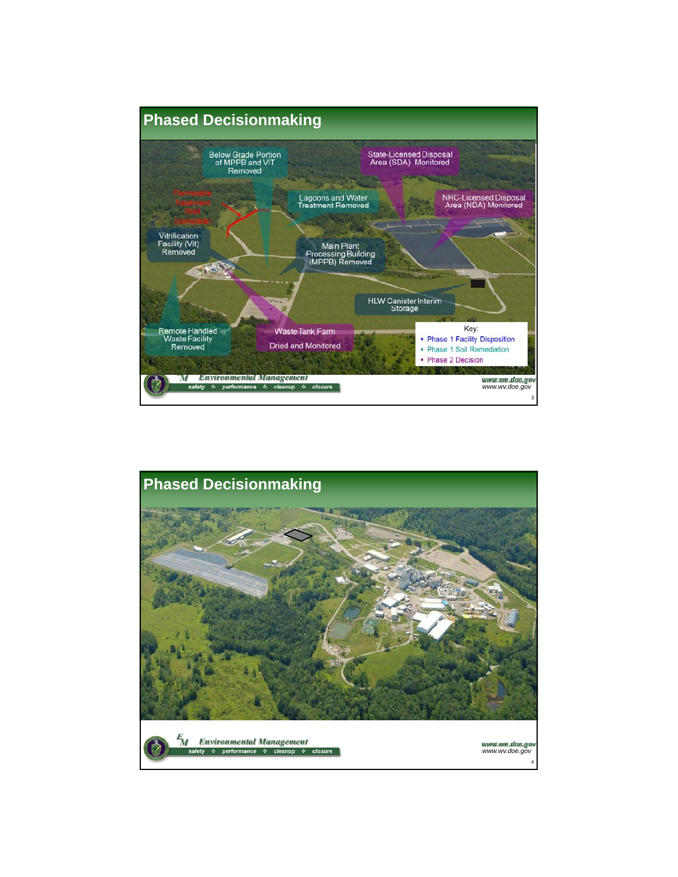# Phased Decisionmaking

Below Grade Portion of MPPB and VIT Removed

State-Licensed Disposal Area (SDA) Monitored

Permeable Treatment Wall Complete

Lagoons and Water Treatment Removed

NRC-Licensed Disposal Area (NDA) Monitored

Vitrification Facility (Vit) Removed

Main Plant Processing Building (MPPB) Removed

HLW Canister Interim Storage

Remote Handled Waste Facility Removed

Waste Tank Farm Dried and Monitored

Key:
- Phase 1 Facility Disposition
- Phase 1 Soil Remediation
- Phase 2 Decision

# Phased Decisionmaking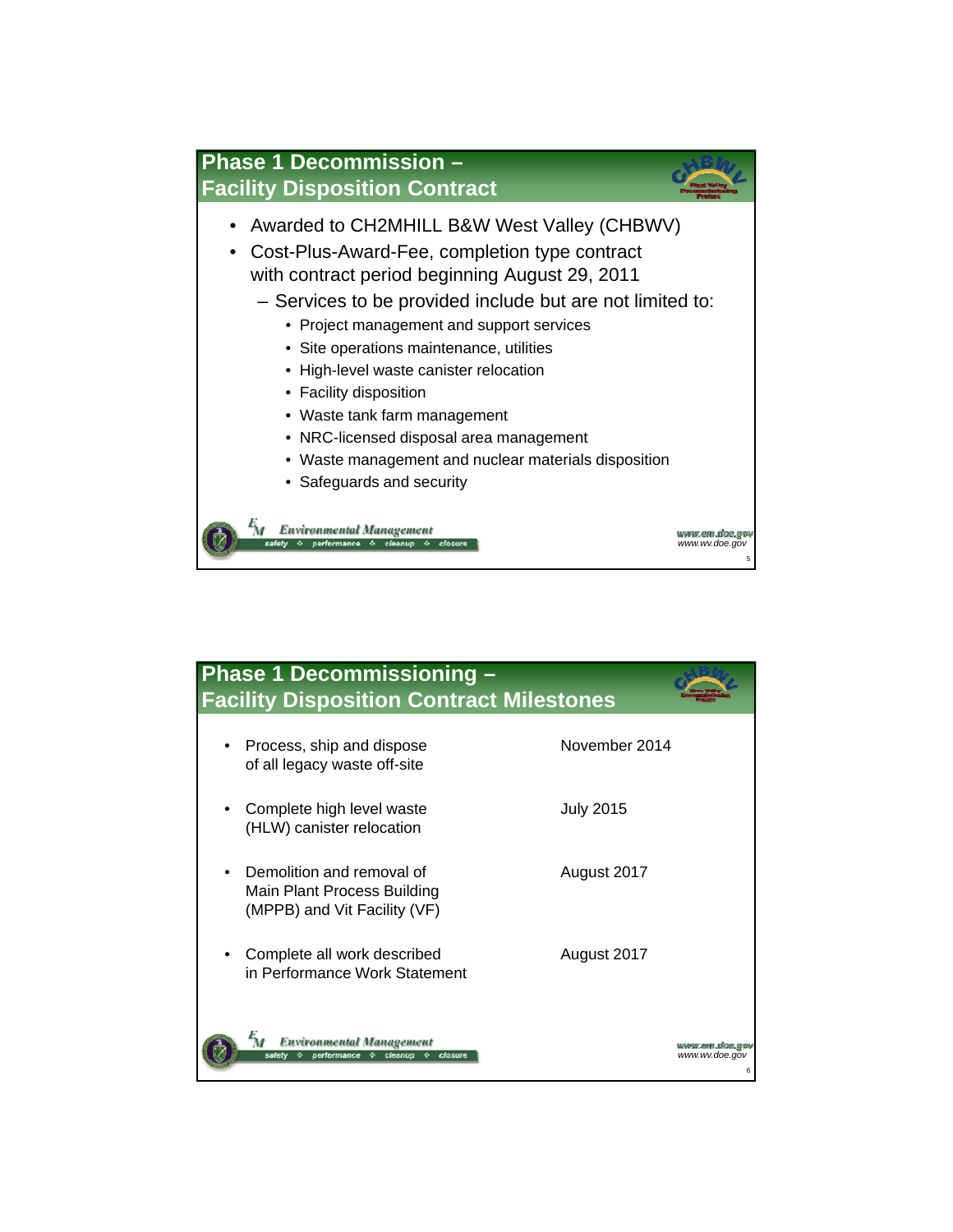## Phase 1 Decommission – Facility Disposition Contract

- Awarded to CH2MHILL B&W West Valley (CHBWV)
- Cost-Plus-Award-Fee, completion type contract with contract period beginning August 29, 2011
  - Services to be provided include but are not limited to:
    - Project management and support services
    - Site operations maintenance, utilities
    - High-level waste canister relocation
    - Facility disposition
    - Waste tank farm management
    - NRC-licensed disposal area management
    - Waste management and nuclear materials disposition
    - Safeguards and security

## Phase 1 Decommissioning – Facility Disposition Contract Milestones

| Milestone | Date |
|---|---|
| Process, ship and dispose of all legacy waste off-site | November 2014 |
| Complete high level waste (HLW) canister relocation | July 2015 |
| Demolition and removal of Main Plant Process Building (MPPB) and Vit Facility (VF) | August 2017 |
| Complete all work described in Performance Work Statement | August 2017 |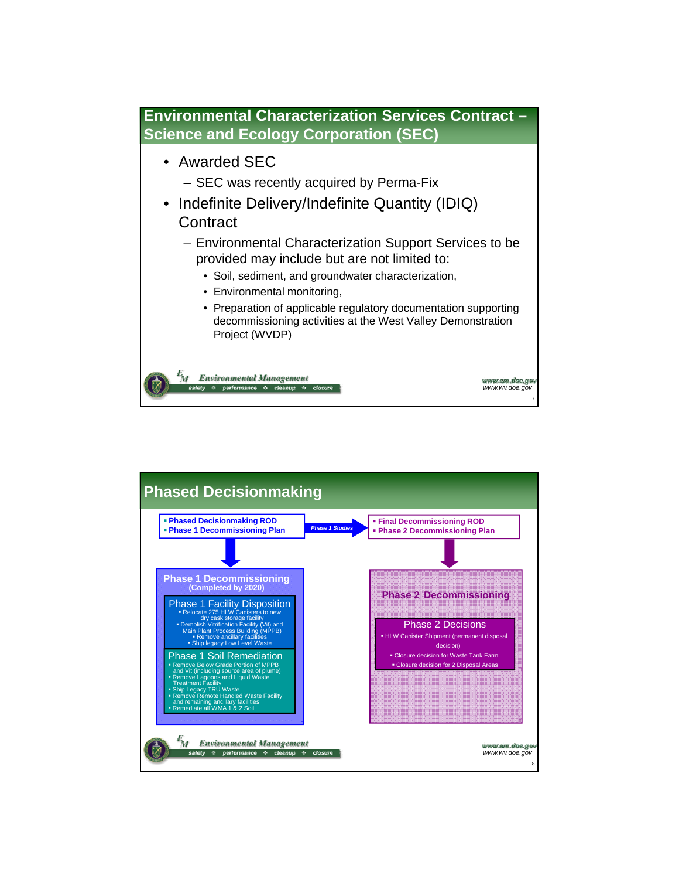## Environmental Characterization Services Contract – Science and Ecology Corporation (SEC)

- Awarded SEC
  - SEC was recently acquired by Perma-Fix
- Indefinite Delivery/Indefinite Quantity (IDIQ) Contract
  - Environmental Characterization Support Services to be provided may include but are not limited to:
    - Soil, sediment, and groundwater characterization,
    - Environmental monitoring,
    - Preparation of applicable regulatory documentation supporting decommissioning activities at the West Valley Demonstration Project (WVDP)

## Phased Decisionmaking

- **Phased Decisionmaking ROD**
- **Phase 1 Decommissioning Plan**

*Phase 1 Studies* →

- **Final Decommissioning ROD**
- **Phase 2 Decommissioning Plan**

### Phase 1 Decommissioning (Completed by 2020)

**Phase 1 Facility Disposition**

- Relocate 275 HLW Canisters to new dry cask storage facility
- Demolish Vitrification Facility (Vit) and Main Plant Process Building (MPPB)
- Remove ancillary facilities
- Ship legacy Low Level Waste

**Phase 1 Soil Remediation**

- Remove Below Grade Portion of MPPB and Vit (including source area of plume)
- Remove Lagoons and Liquid Waste Treatment Facility
- Ship Legacy TRU Waste
- Remove Remote Handled Waste Facility and remaining ancillary facilities
- Remediate all WMA 1 & 2 Soil

### Phase 2 Decommissioning

**Phase 2 Decisions**

- HLW Canister Shipment (permanent disposal decision)
- Closure decision for Waste Tank Farm
- Closure decision for 2 Disposal Areas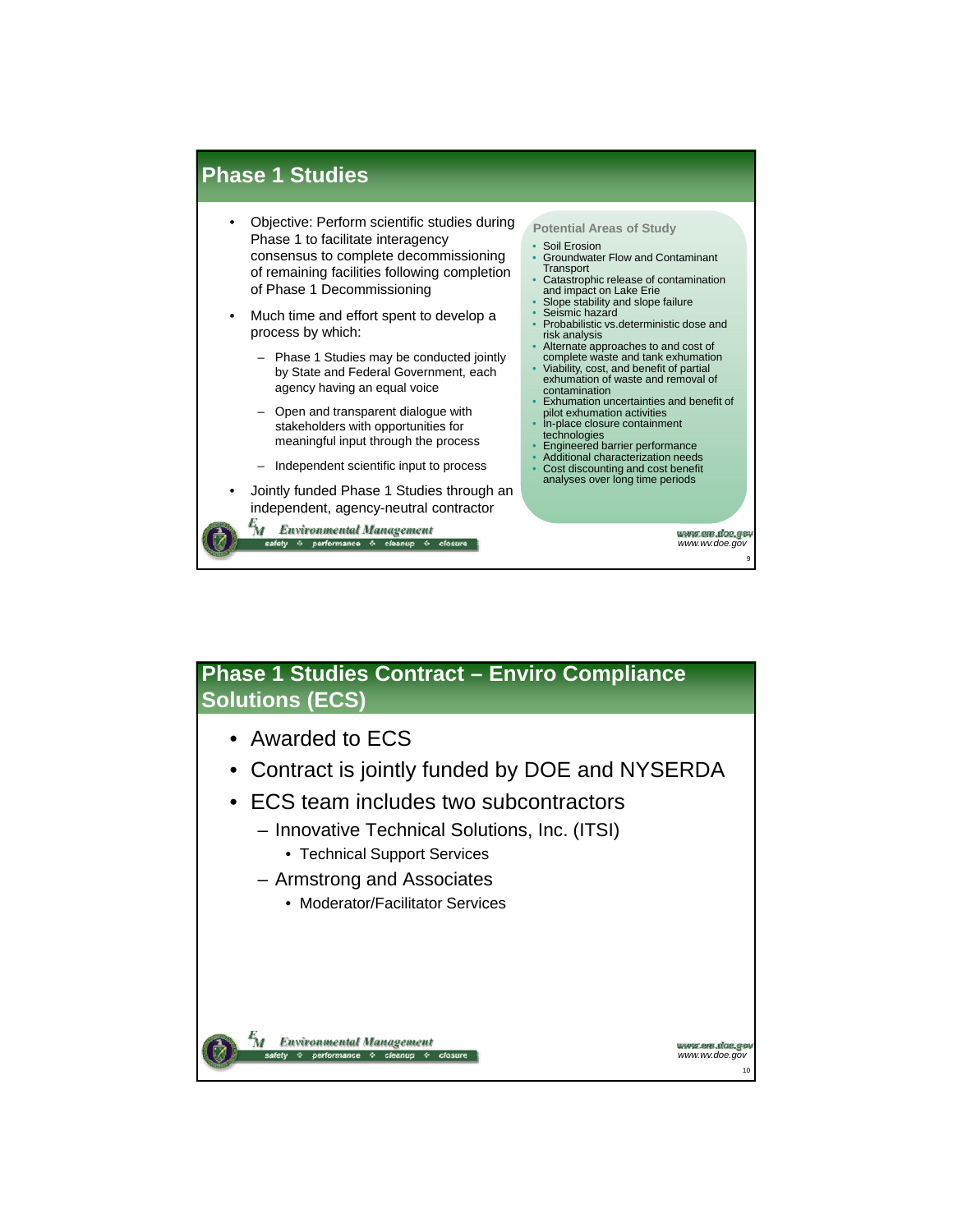## Phase 1 Studies

- Objective: Perform scientific studies during Phase 1 to facilitate interagency consensus to complete decommissioning of remaining facilities following completion of Phase 1 Decommissioning
- Much time and effort spent to develop a process by which:
  - Phase 1 Studies may be conducted jointly by State and Federal Government, each agency having an equal voice
  - Open and transparent dialogue with stakeholders with opportunities for meaningful input through the process
  - Independent scientific input to process
- Jointly funded Phase 1 Studies through an independent, agency-neutral contractor

**Potential Areas of Study**

- Soil Erosion
- Groundwater Flow and Contaminant Transport
- Catastrophic release of contamination and impact on Lake Erie
- Slope stability and slope failure
- Seismic hazard
- Probabilistic vs.deterministic dose and risk analysis
- Alternate approaches to and cost of complete waste and tank exhumation
- Viability, cost, and benefit of partial exhumation of waste and removal of contamination
- Exhumation uncertainties and benefit of pilot exhumation activities
- In-place closure containment technologies
- Engineered barrier performance
- Additional characterization needs
- Cost discounting and cost benefit analyses over long time periods

## Phase 1 Studies Contract – Enviro Compliance Solutions (ECS)

- Awarded to ECS
- Contract is jointly funded by DOE and NYSERDA
- ECS team includes two subcontractors
  - Innovative Technical Solutions, Inc. (ITSI)
    - Technical Support Services
  - Armstrong and Associates
    - Moderator/Facilitator Services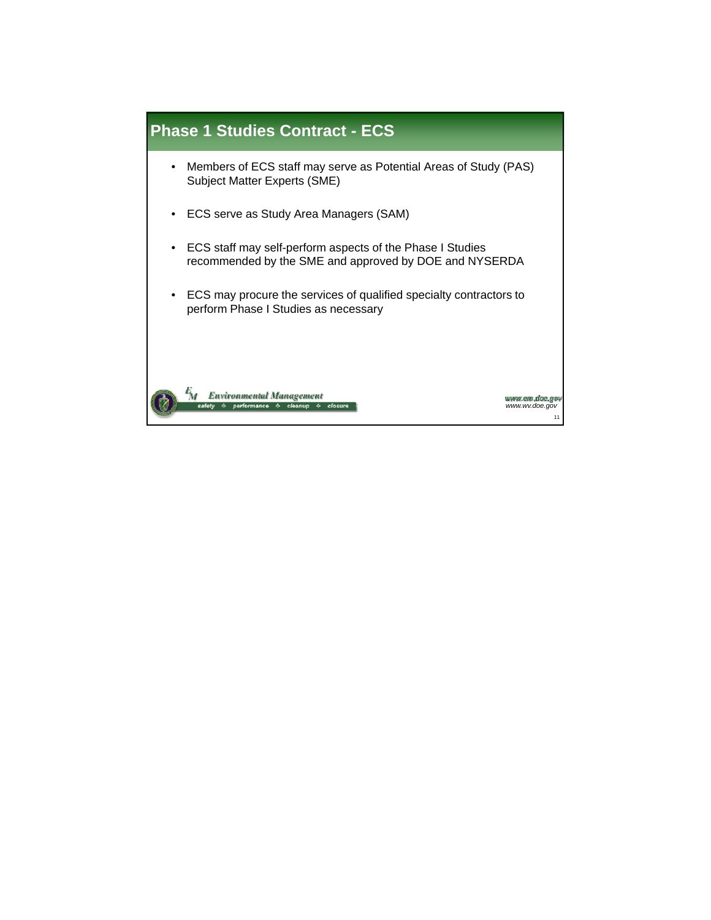## Phase 1 Studies Contract - ECS

- Members of ECS staff may serve as Potential Areas of Study (PAS) Subject Matter Experts (SME)
- ECS serve as Study Area Managers (SAM)
- ECS staff may self-perform aspects of the Phase I Studies recommended by the SME and approved by DOE and NYSERDA
- ECS may procure the services of qualified specialty contractors to perform Phase I Studies as necessary